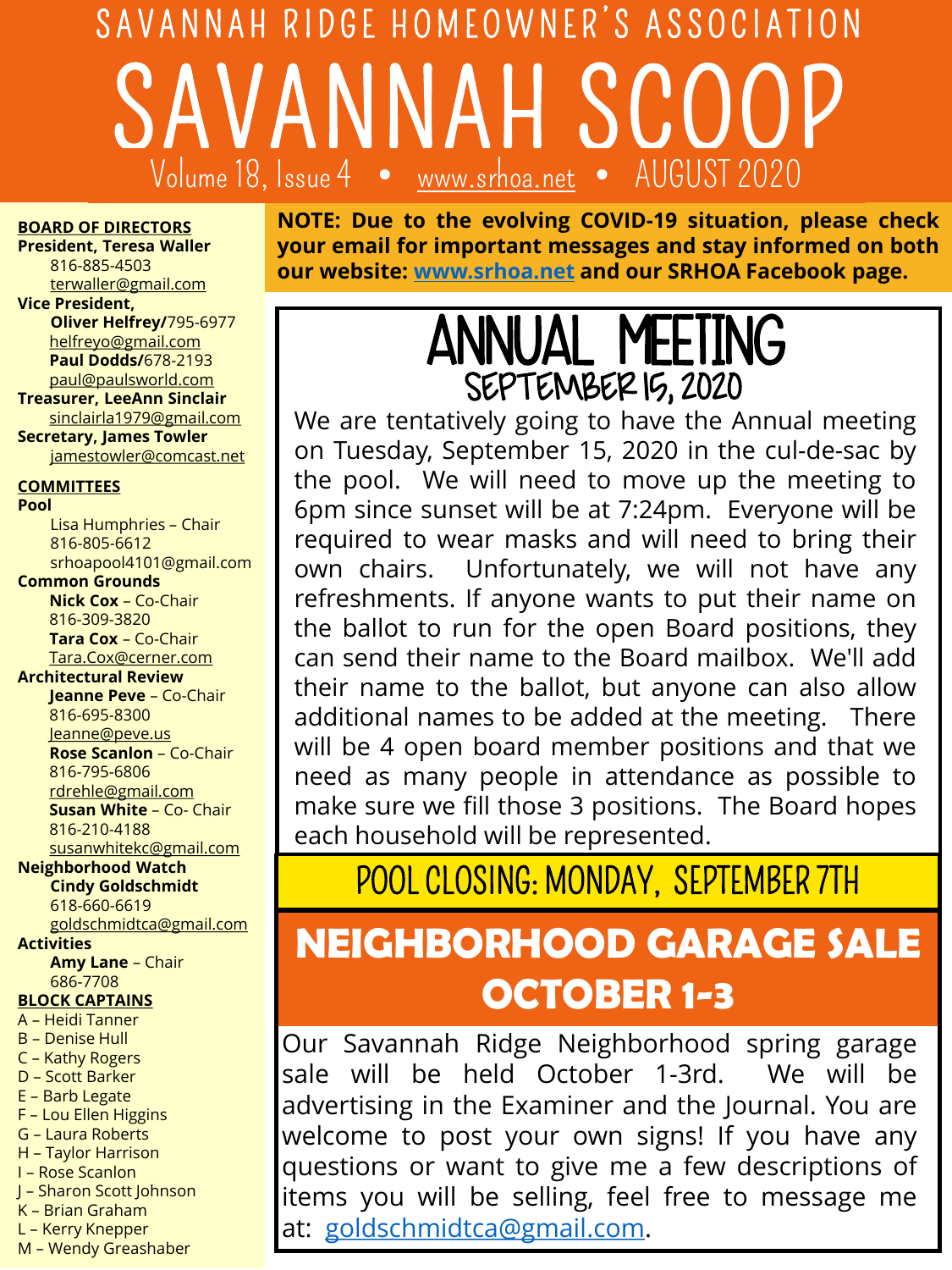SAVANNAH RIDGE HOMEOWNER'S ASSOCIATION

# SAVANNAH SCOOP

Volume 18, Issue 4 • www.srhoa.net • AUGUST 2020

**BOARD OF DIRECTORS**

**President, Teresa Waller**
816-885-4503
terwaller@gmail.com

**Vice President,**
**Oliver Helfrey/**795-6977
helfreyo@gmail.com
**Paul Dodds/**678-2193
paul@paulsworld.com

**Treasurer, LeeAnn Sinclair**
sinclairla1979@gmail.com

**Secretary, James Towler**
jamestowler@comcast.net

**COMMITTEES**

**Pool**
Lisa Humphries – Chair
816-805-6612
srhoapool4101@gmail.com

**Common Grounds**
**Nick Cox** – Co-Chair
816-309-3820
**Tara Cox** – Co-Chair
Tara.Cox@cerner.com

**Architectural Review**
**Jeanne Peve** – Co-Chair
816-695-8300
Jeanne@peve.us
**Rose Scanlon** – Co-Chair
816-795-6806
rdrehle@gmail.com
**Susan White** – Co- Chair
816-210-4188
susanwhitekc@gmail.com

**Neighborhood Watch**
**Cindy Goldschmidt**
618-660-6619
goldschmidtca@gmail.com

**Activities**
**Amy Lane** – Chair
686-7708

**BLOCK CAPTAINS**

A – Heidi Tanner
B – Denise Hull
C – Kathy Rogers
D – Scott Barker
E – Barb Legate
F – Lou Ellen Higgins
G – Laura Roberts
H – Taylor Harrison
I – Rose Scanlon
J – Sharon Scott Johnson
K – Brian Graham
L – Kerry Knepper
M – Wendy Greashaber

**NOTE: Due to the evolving COVID-19 situation, please check your email for important messages and stay informed on both our website: www.srhoa.net and our SRHOA Facebook page.**

## ANNUAL MEETING
### SEPTEMBER 15, 2020

We are tentatively going to have the Annual meeting on Tuesday, September 15, 2020 in the cul-de-sac by the pool. We will need to move up the meeting to 6pm since sunset will be at 7:24pm. Everyone will be required to wear masks and will need to bring their own chairs. Unfortunately, we will not have any refreshments. If anyone wants to put their name on the ballot to run for the open Board positions, they can send their name to the Board mailbox. We'll add their name to the ballot, but anyone can also allow additional names to be added at the meeting. There will be 4 open board member positions and that we need as many people in attendance as possible to make sure we fill those 3 positions. The Board hopes each household will be represented.

## POOL CLOSING: MONDAY, SEPTEMBER 7TH

## NEIGHBORHOOD GARAGE SALE OCTOBER 1-3

Our Savannah Ridge Neighborhood spring garage sale will be held October 1-3rd. We will be advertising in the Examiner and the Journal. You are welcome to post your own signs! If you have any questions or want to give me a few descriptions of items you will be selling, feel free to message me at: goldschmidtca@gmail.com.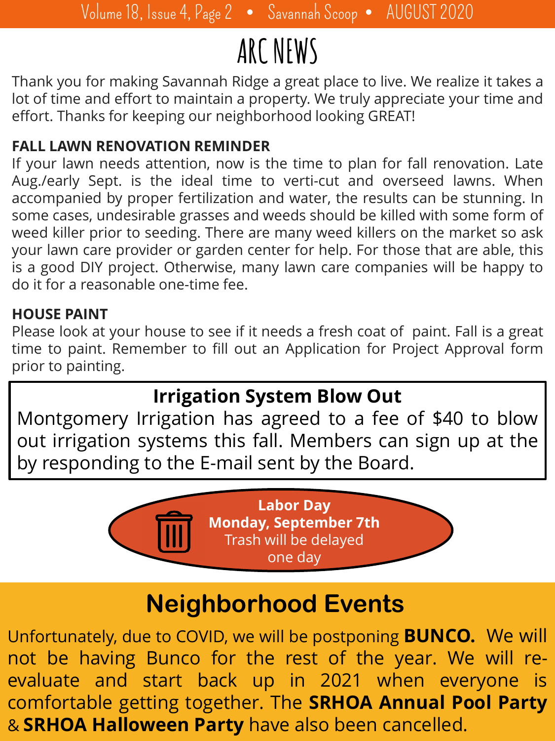# ARC NEWS

Thank you for making Savannah Ridge a great place to live. We realize it takes a lot of time and effort to maintain a property. We truly appreciate your time and effort. Thanks for keeping our neighborhood looking GREAT!

**FALL LAWN RENOVATION REMINDER**

If your lawn needs attention, now is the time to plan for fall renovation. Late Aug./early Sept. is the ideal time to verti-cut and overseed lawns. When accompanied by proper fertilization and water, the results can be stunning. In some cases, undesirable grasses and weeds should be killed with some form of weed killer prior to seeding. There are many weed killers on the market so ask your lawn care provider or garden center for help. For those that are able, this is a good DIY project. Otherwise, many lawn care companies will be happy to do it for a reasonable one-time fee.

**HOUSE PAINT**

Please look at your house to see if it needs a fresh coat of paint. Fall is a great time to paint. Remember to fill out an Application for Project Approval form prior to painting.

**Irrigation System Blow Out**

Montgomery Irrigation has agreed to a fee of $40 to blow out irrigation systems this fall. Members can sign up at the by responding to the E-mail sent by the Board.

**Labor Day**
**Monday, September 7th**
Trash will be delayed one day

## Neighborhood Events

Unfortunately, due to COVID, we will be postponing **BUNCO.** We will not be having Bunco for the rest of the year. We will re-evaluate and start back up in 2021 when everyone is comfortable getting together. The **SRHOA Annual Pool Party** & **SRHOA Halloween Party** have also been cancelled.